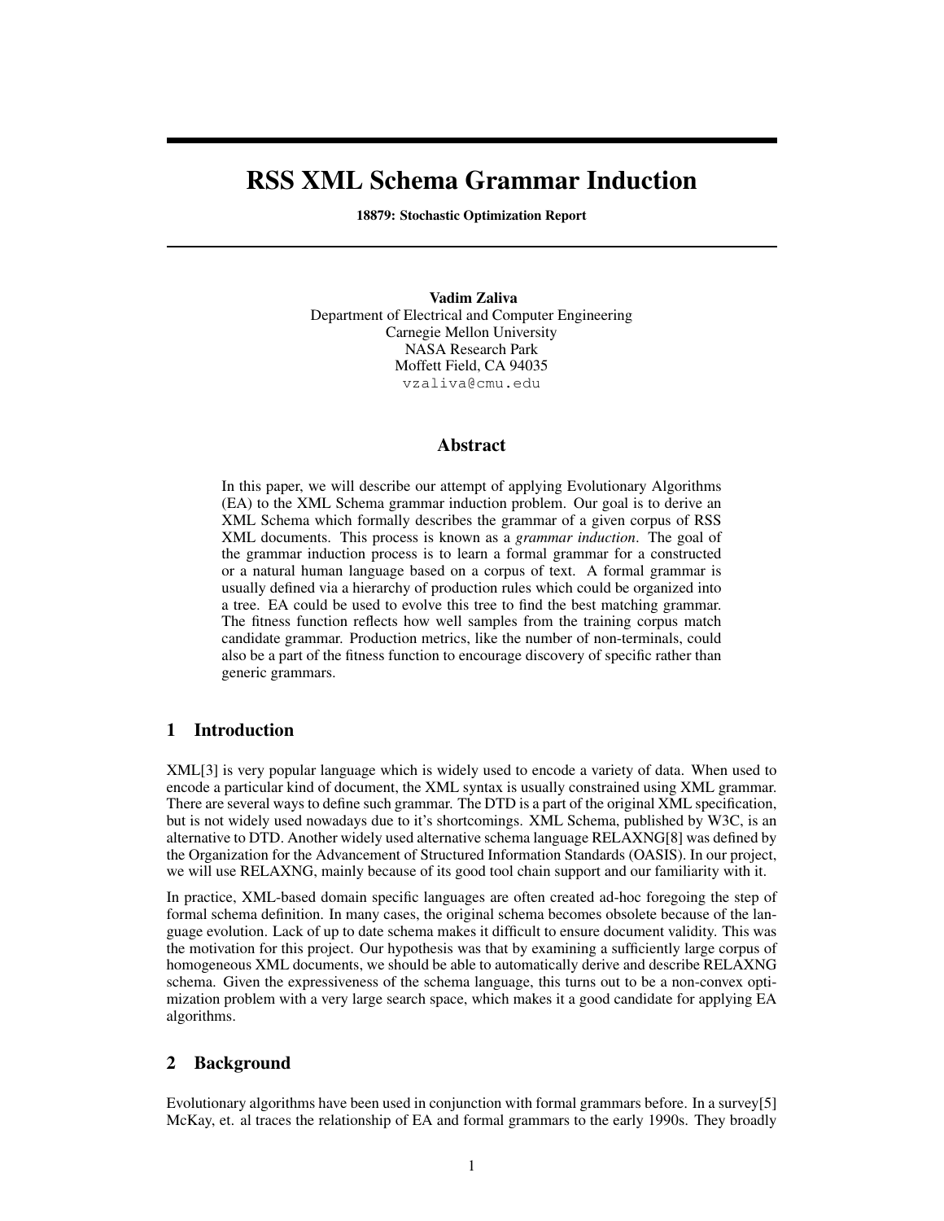# RSS XML Schema Grammar Induction

**18879: Stochastic Optimization Report**

**Vadim Zaliva**
Department of Electrical and Computer Engineering
Carnegie Mellon University
NASA Research Park
Moffett Field, CA 94035
vzaliva@cmu.edu

## Abstract

In this paper, we will describe our attempt of applying Evolutionary Algorithms (EA) to the XML Schema grammar induction problem. Our goal is to derive an XML Schema which formally describes the grammar of a given corpus of RSS XML documents. This process is known as a *grammar induction*. The goal of the grammar induction process is to learn a formal grammar for a constructed or a natural human language based on a corpus of text. A formal grammar is usually defined via a hierarchy of production rules which could be organized into a tree. EA could be used to evolve this tree to find the best matching grammar. The fitness function reflects how well samples from the training corpus match candidate grammar. Production metrics, like the number of non-terminals, could also be a part of the fitness function to encourage discovery of specific rather than generic grammars.

## 1 Introduction

XML[3] is very popular language which is widely used to encode a variety of data. When used to encode a particular kind of document, the XML syntax is usually constrained using XML grammar. There are several ways to define such grammar. The DTD is a part of the original XML specification, but is not widely used nowadays due to it's shortcomings. XML Schema, published by W3C, is an alternative to DTD. Another widely used alternative schema language RELAXNG[8] was defined by the Organization for the Advancement of Structured Information Standards (OASIS). In our project, we will use RELAXNG, mainly because of its good tool chain support and our familiarity with it.

In practice, XML-based domain specific languages are often created ad-hoc foregoing the step of formal schema definition. In many cases, the original schema becomes obsolete because of the language evolution. Lack of up to date schema makes it difficult to ensure document validity. This was the motivation for this project. Our hypothesis was that by examining a sufficiently large corpus of homogeneous XML documents, we should be able to automatically derive and describe RELAXNG schema. Given the expressiveness of the schema language, this turns out to be a non-convex optimization problem with a very large search space, which makes it a good candidate for applying EA algorithms.

## 2 Background

Evolutionary algorithms have been used in conjunction with formal grammars before. In a survey[5] McKay, et. al traces the relationship of EA and formal grammars to the early 1990s. They broadly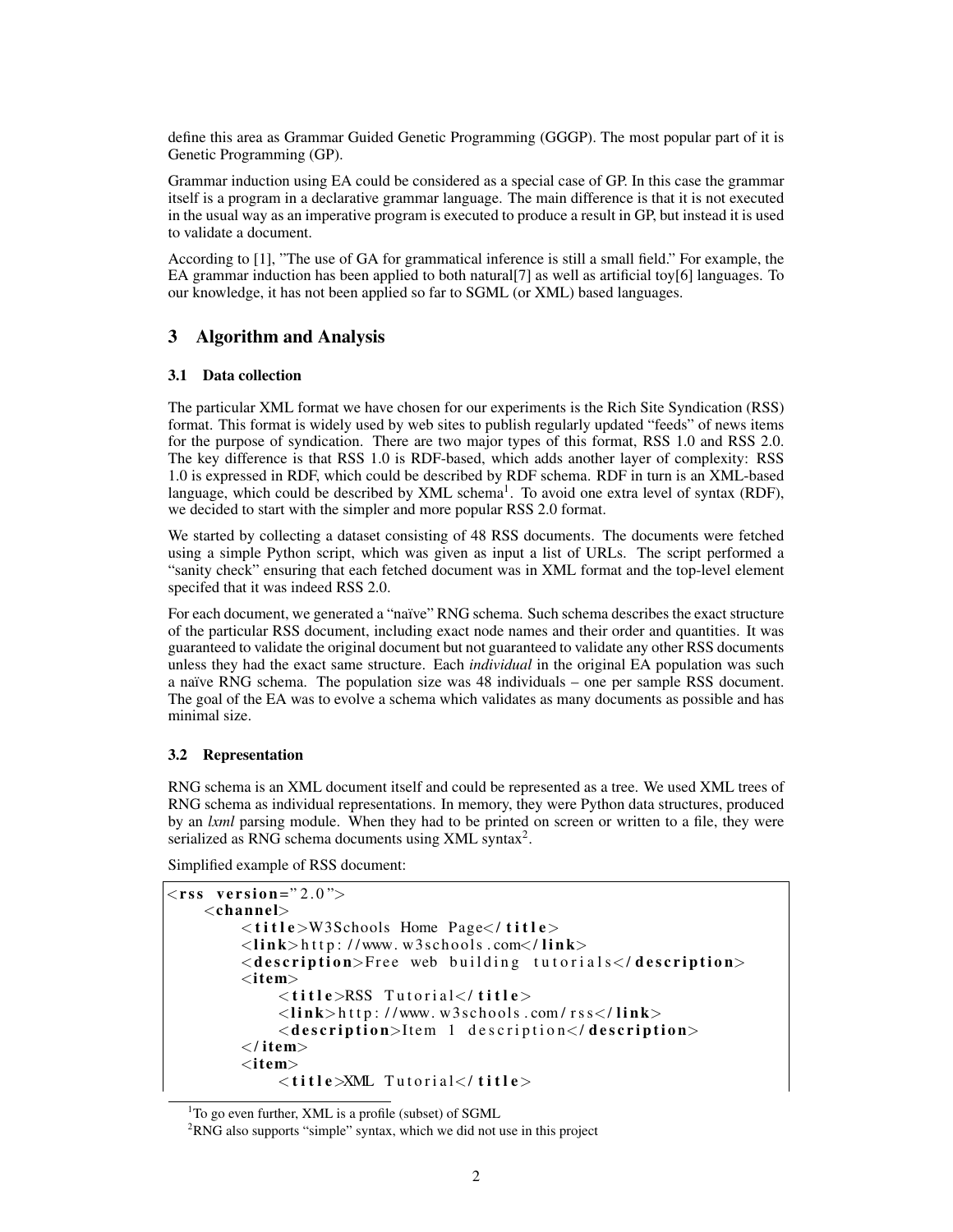define this area as Grammar Guided Genetic Programming (GGGP). The most popular part of it is Genetic Programming (GP).

Grammar induction using EA could be considered as a special case of GP. In this case the grammar itself is a program in a declarative grammar language. The main difference is that it is not executed in the usual way as an imperative program is executed to produce a result in GP, but instead it is used to validate a document.

According to [1], "The use of GA for grammatical inference is still a small field." For example, the EA grammar induction has been applied to both natural[7] as well as artificial toy[6] languages. To our knowledge, it has not been applied so far to SGML (or XML) based languages.

## 3 Algorithm and Analysis

### 3.1 Data collection

The particular XML format we have chosen for our experiments is the Rich Site Syndication (RSS) format. This format is widely used by web sites to publish regularly updated "feeds" of news items for the purpose of syndication. There are two major types of this format, RSS 1.0 and RSS 2.0. The key difference is that RSS 1.0 is RDF-based, which adds another layer of complexity: RSS 1.0 is expressed in RDF, which could be described by RDF schema. RDF in turn is an XML-based language, which could be described by XML schema[1]. To avoid one extra level of syntax (RDF), we decided to start with the simpler and more popular RSS 2.0 format.

We started by collecting a dataset consisting of 48 RSS documents. The documents were fetched using a simple Python script, which was given as input a list of URLs. The script performed a "sanity check" ensuring that each fetched document was in XML format and the top-level element specifed that it was indeed RSS 2.0.

For each document, we generated a "naïve" RNG schema. Such schema describes the exact structure of the particular RSS document, including exact node names and their order and quantities. It was guaranteed to validate the original document but not guaranteed to validate any other RSS documents unless they had the exact same structure. Each *individual* in the original EA population was such a naïve RNG schema. The population size was 48 individuals – one per sample RSS document. The goal of the EA was to evolve a schema which validates as many documents as possible and has minimal size.

### 3.2 Representation

RNG schema is an XML document itself and could be represented as a tree. We used XML trees of RNG schema as individual representations. In memory, they were Python data structures, produced by an *lxml* parsing module. When they had to be printed on screen or written to a file, they were serialized as RNG schema documents using XML syntax[2].

Simplified example of RSS document:

```
<rss version="2.0">
    <channel>
        <title>W3Schools Home Page</title>
        <link>http://www.w3schools.com</link>
        <description>Free web building tutorials</description>
        <item>
            <title>RSS Tutorial</title>
            <link>http://www.w3schools.com/rss</link>
            <description>Item 1 description</description>
        </item>
        <item>
            <title>XML Tutorial</title>
```

[1] To go even further, XML is a profile (subset) of SGML

[2] RNG also supports "simple" syntax, which we did not use in this project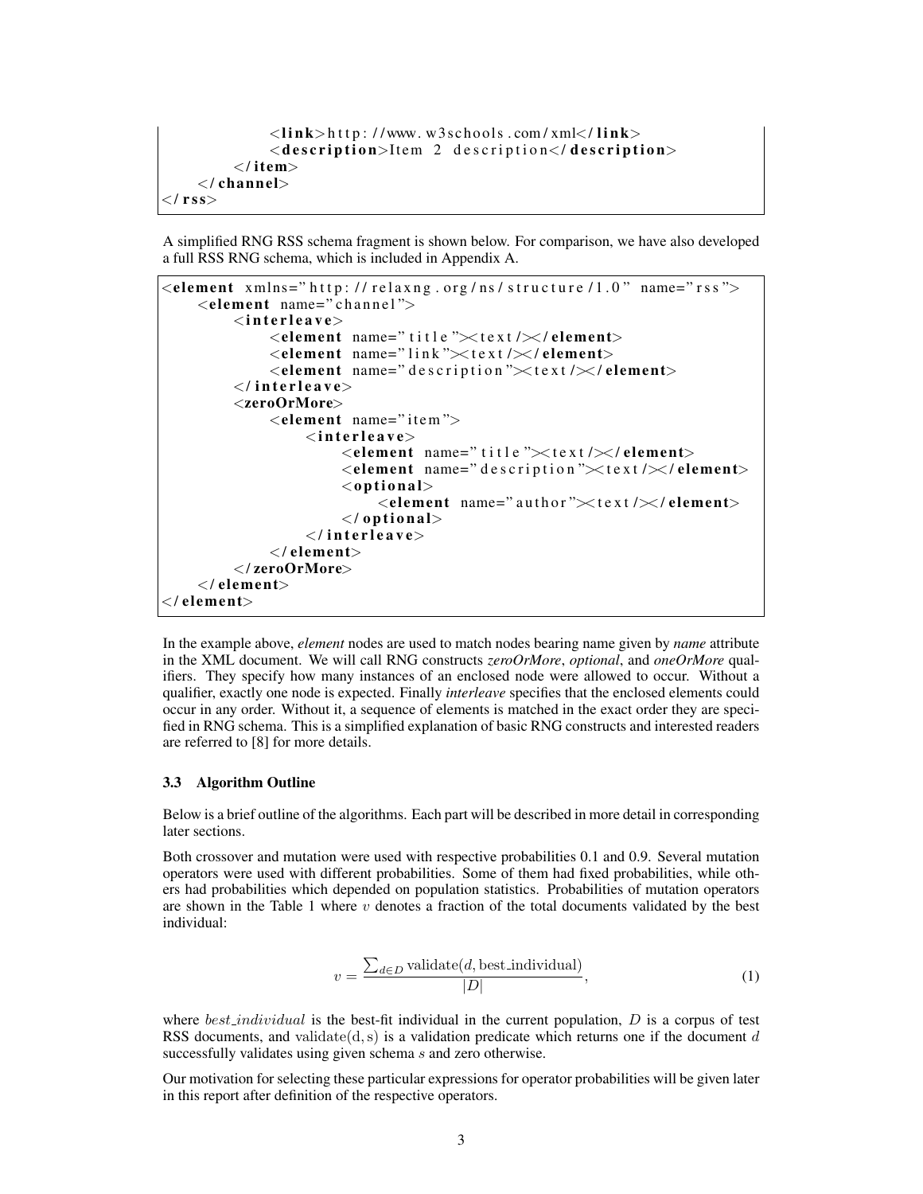```
            <link>http://www.w3schools.com/xml</link>
            <description>Item 2 description</description>
        </item>
    </channel>
</rss>
```

A simplified RNG RSS schema fragment is shown below. For comparison, we have also developed a full RSS RNG schema, which is included in Appendix A.

```
<element xmlns="http://relaxng.org/ns/structure/1.0" name="rss">
    <element name="channel">
        <interleave>
            <element name="title"><text/></element>
            <element name="link"><text/></element>
            <element name="description"><text/></element>
        </interleave>
        <zeroOrMore>
            <element name="item">
                <interleave>
                    <element name="title"><text/></element>
                    <element name="description"><text/></element>
                    <optional>
                        <element name="author"><text/></element>
                    </optional>
                </interleave>
            </element>
        </zeroOrMore>
    </element>
</element>
```

In the example above, *element* nodes are used to match nodes bearing name given by *name* attribute in the XML document. We will call RNG constructs *zeroOrMore*, *optional*, and *oneOrMore* qualifiers. They specify how many instances of an enclosed node were allowed to occur. Without a qualifier, exactly one node is expected. Finally *interleave* specifies that the enclosed elements could occur in any order. Without it, a sequence of elements is matched in the exact order they are specified in RNG schema. This is a simplified explanation of basic RNG constructs and interested readers are referred to [8] for more details.

### 3.3 Algorithm Outline

Below is a brief outline of the algorithms. Each part will be described in more detail in corresponding later sections.

Both crossover and mutation were used with respective probabilities 0.1 and 0.9. Several mutation operators were used with different probabilities. Some of them had fixed probabilities, while others had probabilities which depended on population statistics. Probabilities of mutation operators are shown in the Table 1 where $v$ denotes a fraction of the total documents validated by the best individual:

$$v = \frac{\sum_{d \in D} \text{validate}(d, \text{best\_individual})}{|D|}, \tag{1}$$

where $best\_individual$ is the best-fit individual in the current population, $D$ is a corpus of test RSS documents, and $\text{validate}(\text{d}, \text{s})$ is a validation predicate which returns one if the document $d$ successfully validates using given schema $s$ and zero otherwise.

Our motivation for selecting these particular expressions for operator probabilities will be given later in this report after definition of the respective operators.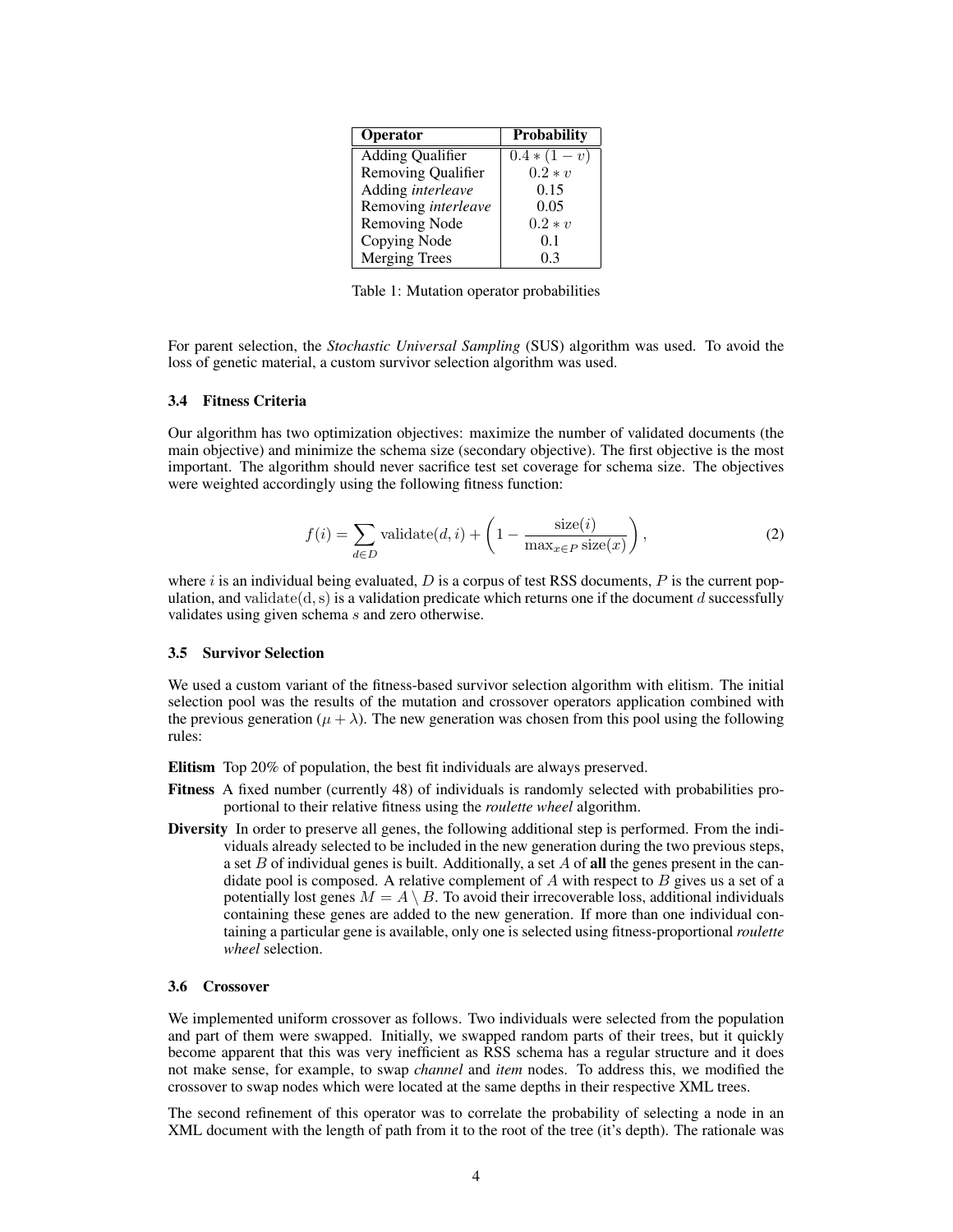| Operator | Probability |
|---|---|
| Adding Qualifier | $0.4 * (1 - v)$ |
| Removing Qualifier | $0.2 * v$ |
| Adding *interleave* | 0.15 |
| Removing *interleave* | 0.05 |
| Removing Node | $0.2 * v$ |
| Copying Node | 0.1 |
| Merging Trees | 0.3 |

Table 1: Mutation operator probabilities

For parent selection, the *Stochastic Universal Sampling* (SUS) algorithm was used. To avoid the loss of genetic material, a custom survivor selection algorithm was used.

### 3.4 Fitness Criteria

Our algorithm has two optimization objectives: maximize the number of validated documents (the main objective) and minimize the schema size (secondary objective). The first objective is the most important. The algorithm should never sacrifice test set coverage for schema size. The objectives were weighted accordingly using the following fitness function:

$$f(i) = \sum_{d \in D} \text{validate}(d, i) + \left(1 - \frac{\text{size}(i)}{\max_{x \in P} \text{size}(x)}\right), \tag{2}$$

where $i$ is an individual being evaluated, $D$ is a corpus of test RSS documents, $P$ is the current population, and $\text{validate}(\text{d}, \text{s})$ is a validation predicate which returns one if the document $d$ successfully validates using given schema $s$ and zero otherwise.

### 3.5 Survivor Selection

We used a custom variant of the fitness-based survivor selection algorithm with elitism. The initial selection pool was the results of the mutation and crossover operators application combined with the previous generation ($\mu + \lambda$). The new generation was chosen from this pool using the following rules:

**Elitism** Top 20% of population, the best fit individuals are always preserved.

**Fitness** A fixed number (currently 48) of individuals is randomly selected with probabilities proportional to their relative fitness using the *roulette wheel* algorithm.

**Diversity** In order to preserve all genes, the following additional step is performed. From the individuals already selected to be included in the new generation during the two previous steps, a set $B$ of individual genes is built. Additionally, a set $A$ of **all** the genes present in the candidate pool is composed. A relative complement of $A$ with respect to $B$ gives us a set of a potentially lost genes $M = A \setminus B$. To avoid their irrecoverable loss, additional individuals containing these genes are added to the new generation. If more than one individual containing a particular gene is available, only one is selected using fitness-proportional *roulette wheel* selection.

### 3.6 Crossover

We implemented uniform crossover as follows. Two individuals were selected from the population and part of them were swapped. Initially, we swapped random parts of their trees, but it quickly become apparent that this was very inefficient as RSS schema has a regular structure and it does not make sense, for example, to swap *channel* and *item* nodes. To address this, we modified the crossover to swap nodes which were located at the same depths in their respective XML trees.

The second refinement of this operator was to correlate the probability of selecting a node in an XML document with the length of path from it to the root of the tree (it's depth). The rationale was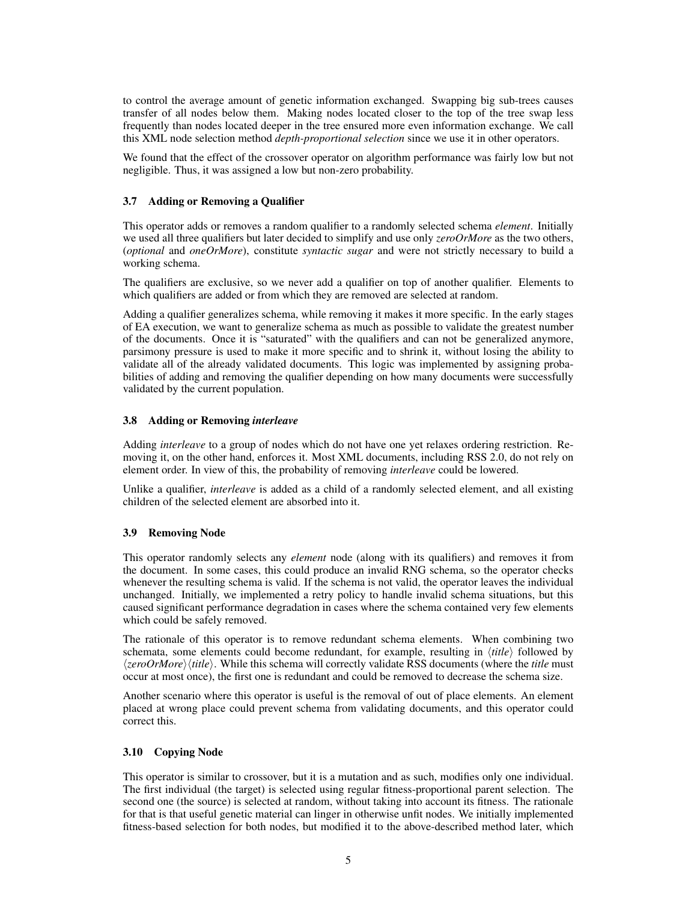to control the average amount of genetic information exchanged. Swapping big sub-trees causes transfer of all nodes below them. Making nodes located closer to the top of the tree swap less frequently than nodes located deeper in the tree ensured more even information exchange. We call this XML node selection method *depth-proportional selection* since we use it in other operators.

We found that the effect of the crossover operator on algorithm performance was fairly low but not negligible. Thus, it was assigned a low but non-zero probability.

### 3.7 Adding or Removing a Qualifier

This operator adds or removes a random qualifier to a randomly selected schema *element*. Initially we used all three qualifiers but later decided to simplify and use only *zeroOrMore* as the two others, (*optional* and *oneOrMore*), constitute *syntactic sugar* and were not strictly necessary to build a working schema.

The qualifiers are exclusive, so we never add a qualifier on top of another qualifier. Elements to which qualifiers are added or from which they are removed are selected at random.

Adding a qualifier generalizes schema, while removing it makes it more specific. In the early stages of EA execution, we want to generalize schema as much as possible to validate the greatest number of the documents. Once it is "saturated" with the qualifiers and can not be generalized anymore, parsimony pressure is used to make it more specific and to shrink it, without losing the ability to validate all of the already validated documents. This logic was implemented by assigning probabilities of adding and removing the qualifier depending on how many documents were successfully validated by the current population.

### 3.8 Adding or Removing *interleave*

Adding *interleave* to a group of nodes which do not have one yet relaxes ordering restriction. Removing it, on the other hand, enforces it. Most XML documents, including RSS 2.0, do not rely on element order. In view of this, the probability of removing *interleave* could be lowered.

Unlike a qualifier, *interleave* is added as a child of a randomly selected element, and all existing children of the selected element are absorbed into it.

### 3.9 Removing Node

This operator randomly selects any *element* node (along with its qualifiers) and removes it from the document. In some cases, this could produce an invalid RNG schema, so the operator checks whenever the resulting schema is valid. If the schema is not valid, the operator leaves the individual unchanged. Initially, we implemented a retry policy to handle invalid schema situations, but this caused significant performance degradation in cases where the schema contained very few elements which could be safely removed.

The rationale of this operator is to remove redundant schema elements. When combining two schemata, some elements could become redundant, for example, resulting in ⟨*title*⟩ followed by ⟨*zeroOrMore*⟩⟨*title*⟩. While this schema will correctly validate RSS documents (where the *title* must occur at most once), the first one is redundant and could be removed to decrease the schema size.

Another scenario where this operator is useful is the removal of out of place elements. An element placed at wrong place could prevent schema from validating documents, and this operator could correct this.

### 3.10 Copying Node

This operator is similar to crossover, but it is a mutation and as such, modifies only one individual. The first individual (the target) is selected using regular fitness-proportional parent selection. The second one (the source) is selected at random, without taking into account its fitness. The rationale for that is that useful genetic material can linger in otherwise unfit nodes. We initially implemented fitness-based selection for both nodes, but modified it to the above-described method later, which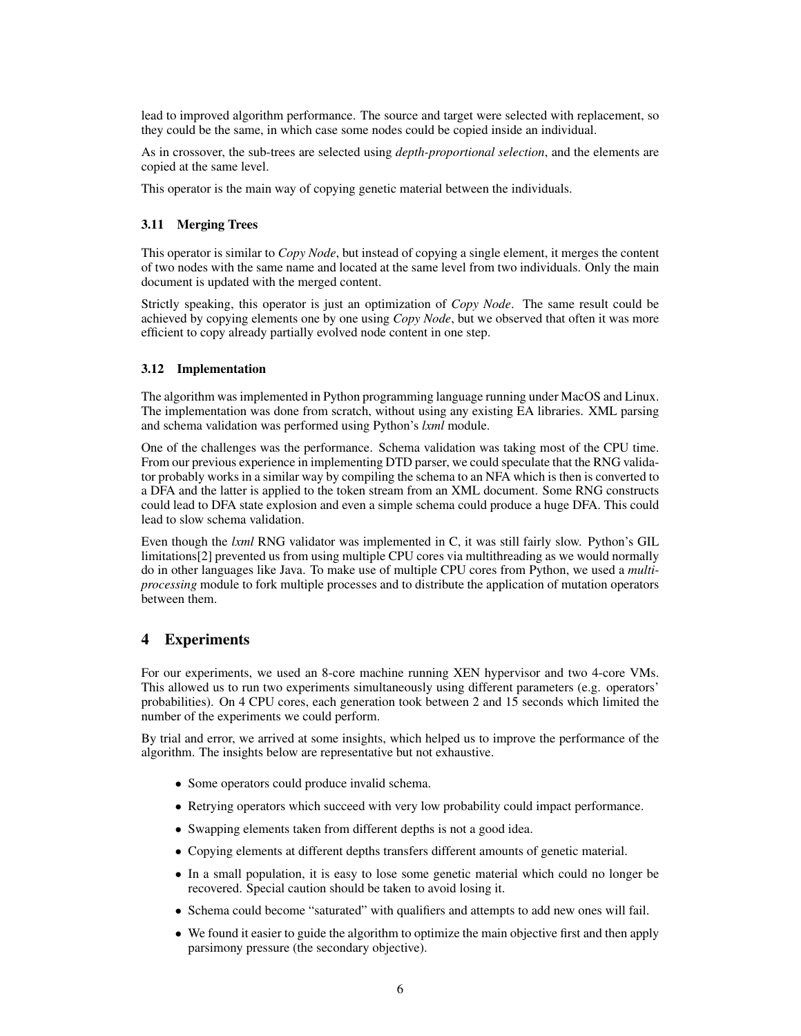lead to improved algorithm performance. The source and target were selected with replacement, so they could be the same, in which case some nodes could be copied inside an individual.

As in crossover, the sub-trees are selected using *depth-proportional selection*, and the elements are copied at the same level.

This operator is the main way of copying genetic material between the individuals.

### 3.11 Merging Trees

This operator is similar to *Copy Node*, but instead of copying a single element, it merges the content of two nodes with the same name and located at the same level from two individuals. Only the main document is updated with the merged content.

Strictly speaking, this operator is just an optimization of *Copy Node*. The same result could be achieved by copying elements one by one using *Copy Node*, but we observed that often it was more efficient to copy already partially evolved node content in one step.

### 3.12 Implementation

The algorithm was implemented in Python programming language running under MacOS and Linux. The implementation was done from scratch, without using any existing EA libraries. XML parsing and schema validation was performed using Python's *lxml* module.

One of the challenges was the performance. Schema validation was taking most of the CPU time. From our previous experience in implementing DTD parser, we could speculate that the RNG validator probably works in a similar way by compiling the schema to an NFA which is then is converted to a DFA and the latter is applied to the token stream from an XML document. Some RNG constructs could lead to DFA state explosion and even a simple schema could produce a huge DFA. This could lead to slow schema validation.

Even though the *lxml* RNG validator was implemented in C, it was still fairly slow. Python's GIL limitations[2] prevented us from using multiple CPU cores via multithreading as we would normally do in other languages like Java. To make use of multiple CPU cores from Python, we used a *multiprocessing* module to fork multiple processes and to distribute the application of mutation operators between them.

## 4 Experiments

For our experiments, we used an 8-core machine running XEN hypervisor and two 4-core VMs. This allowed us to run two experiments simultaneously using different parameters (e.g. operators' probabilities). On 4 CPU cores, each generation took between 2 and 15 seconds which limited the number of the experiments we could perform.

By trial and error, we arrived at some insights, which helped us to improve the performance of the algorithm. The insights below are representative but not exhaustive.

- Some operators could produce invalid schema.
- Retrying operators which succeed with very low probability could impact performance.
- Swapping elements taken from different depths is not a good idea.
- Copying elements at different depths transfers different amounts of genetic material.
- In a small population, it is easy to lose some genetic material which could no longer be recovered. Special caution should be taken to avoid losing it.
- Schema could become "saturated" with qualifiers and attempts to add new ones will fail.
- We found it easier to guide the algorithm to optimize the main objective first and then apply parsimony pressure (the secondary objective).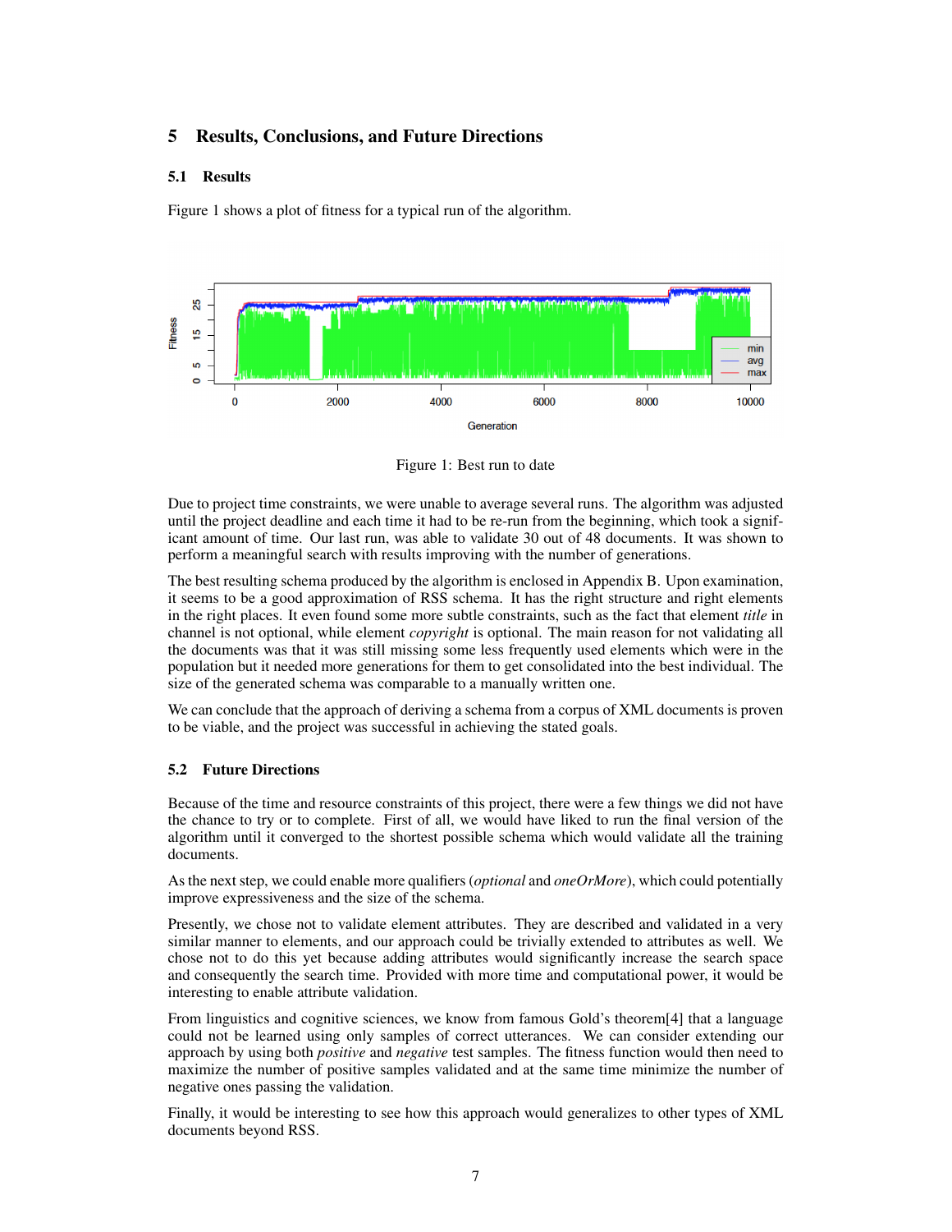## 5 Results, Conclusions, and Future Directions

### 5.1 Results

Figure 1 shows a plot of fitness for a typical run of the algorithm.

Figure 1: Best run to date

Due to project time constraints, we were unable to average several runs. The algorithm was adjusted until the project deadline and each time it had to be re-run from the beginning, which took a significant amount of time. Our last run, was able to validate 30 out of 48 documents. It was shown to perform a meaningful search with results improving with the number of generations.

The best resulting schema produced by the algorithm is enclosed in Appendix B. Upon examination, it seems to be a good approximation of RSS schema. It has the right structure and right elements in the right places. It even found some more subtle constraints, such as the fact that element *title* in channel is not optional, while element *copyright* is optional. The main reason for not validating all the documents was that it was still missing some less frequently used elements which were in the population but it needed more generations for them to get consolidated into the best individual. The size of the generated schema was comparable to a manually written one.

We can conclude that the approach of deriving a schema from a corpus of XML documents is proven to be viable, and the project was successful in achieving the stated goals.

### 5.2 Future Directions

Because of the time and resource constraints of this project, there were a few things we did not have the chance to try or to complete. First of all, we would have liked to run the final version of the algorithm until it converged to the shortest possible schema which would validate all the training documents.

As the next step, we could enable more qualifiers (*optional* and *oneOrMore*), which could potentially improve expressiveness and the size of the schema.

Presently, we chose not to validate element attributes. They are described and validated in a very similar manner to elements, and our approach could be trivially extended to attributes as well. We chose not to do this yet because adding attributes would significantly increase the search space and consequently the search time. Provided with more time and computational power, it would be interesting to enable attribute validation.

From linguistics and cognitive sciences, we know from famous Gold's theorem[4] that a language could not be learned using only samples of correct utterances. We can consider extending our approach by using both *positive* and *negative* test samples. The fitness function would then need to maximize the number of positive samples validated and at the same time minimize the number of negative ones passing the validation.

Finally, it would be interesting to see how this approach would generalizes to other types of XML documents beyond RSS.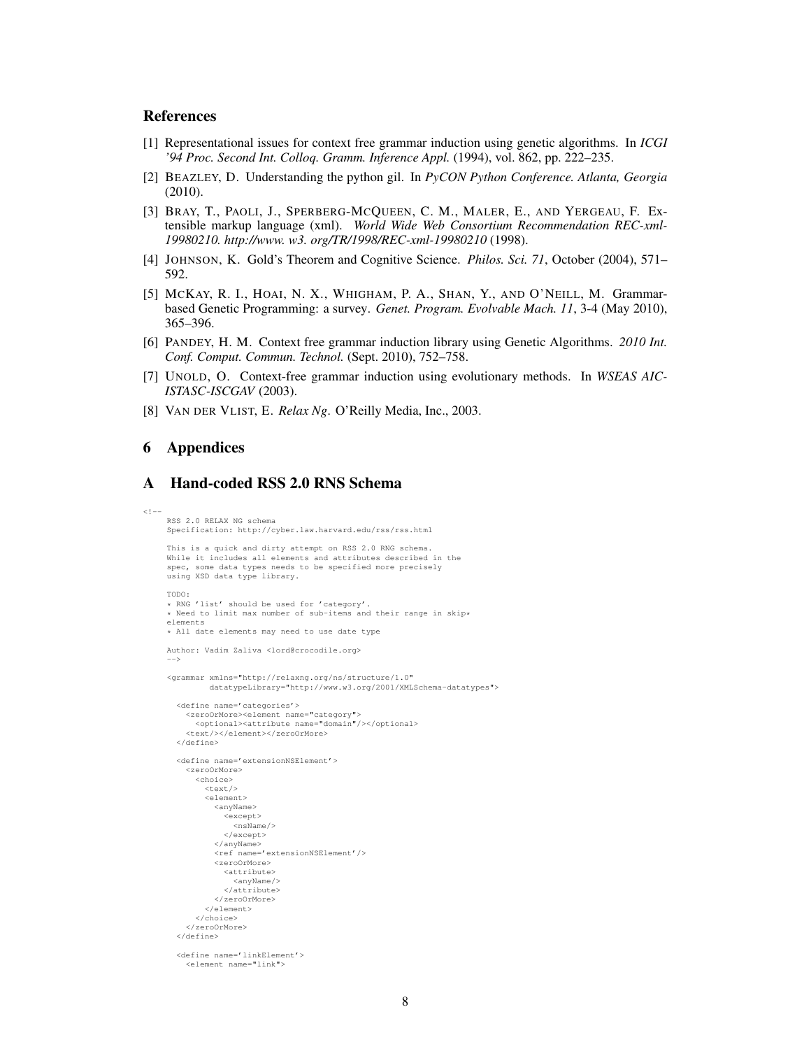## References

[1] Representational issues for context free grammar induction using genetic algorithms. In *ICGI '94 Proc. Second Int. Colloq. Gramm. Inference Appl.* (1994), vol. 862, pp. 222–235.

[2] BEAZLEY, D. Understanding the python gil. In *PyCON Python Conference. Atlanta, Georgia* (2010).

[3] BRAY, T., PAOLI, J., SPERBERG-MCQUEEN, C. M., MALER, E., AND YERGEAU, F. Extensible markup language (xml). *World Wide Web Consortium Recommendation REC-xml-19980210. http://www. w3. org/TR/1998/REC-xml-19980210* (1998).

[4] JOHNSON, K. Gold's Theorem and Cognitive Science. *Philos. Sci. 71*, October (2004), 571–592.

[5] MCKAY, R. I., HOAI, N. X., WHIGHAM, P. A., SHAN, Y., AND O'NEILL, M. Grammar-based Genetic Programming: a survey. *Genet. Program. Evolvable Mach. 11*, 3-4 (May 2010), 365–396.

[6] PANDEY, H. M. Context free grammar induction library using Genetic Algorithms. *2010 Int. Conf. Comput. Commun. Technol.* (Sept. 2010), 752–758.

[7] UNOLD, O. Context-free grammar induction using evolutionary methods. In *WSEAS AIC-ISTASC-ISCGAV* (2003).

[8] VAN DER VLIST, E. *Relax Ng*. O'Reilly Media, Inc., 2003.

# 6 Appendices

## A Hand-coded RSS 2.0 RNS Schema

```
<!--
     RSS 2.0 RELAX NG schema
     Specification: http://cyber.law.harvard.edu/rss/rss.html

     This is a quick and dirty attempt on RSS 2.0 RNG schema.
     While it includes all elements and attributes described in the
     spec, some data types needs to be specified more precisely
     using XSD data type library.

     TODO:
     * RNG 'list' should be used for 'category'.
     * Need to limit max number of sub-items and their range in skip*
     elements
     * All date elements may need to use date type

     Author: Vadim Zaliva <lord@crocodile.org>
     -->

     <grammar xmlns="http://relaxng.org/ns/structure/1.0"
              datatypeLibrary="http://www.w3.org/2001/XMLSchema-datatypes">

       <define name='categories'>
         <zeroOrMore><element name="category">
           <optional><attribute name="domain"/></optional>
         <text/></element></zeroOrMore>
       </define>

       <define name='extensionNSElement'>
         <zeroOrMore>
           <choice>
             <text/>
             <element>
               <anyName>
                 <except>
                   <nsName/>
                 </except>
               </anyName>
               <ref name='extensionNSElement'/>
               <zeroOrMore>
                 <attribute>
                   <anyName/>
                 </attribute>
               </zeroOrMore>
             </element>
           </choice>
         </zeroOrMore>
       </define>

       <define name='linkElement'>
         <element name="link">
```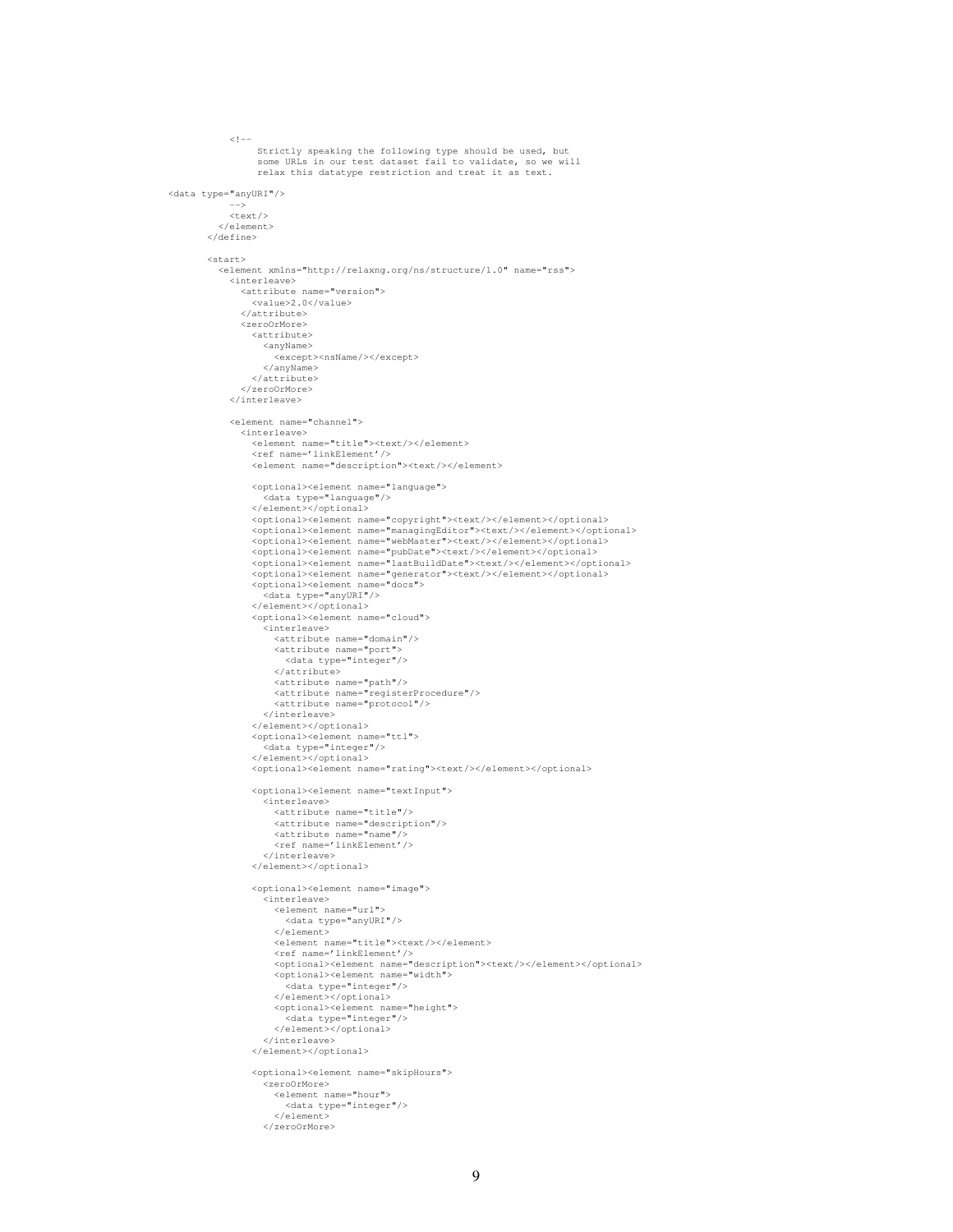```
          <!--
               Strictly speaking the following type should be used, but
               some URLs in our test dataset fail to validate, so we will
               relax this datatype restriction and treat it as text.

<data type="anyURI"/>
          -->
          <text/>
        </element>
      </define>

      <start>
        <element xmlns="http://relaxng.org/ns/structure/1.0" name="rss">
          <interleave>
            <attribute name="version">
              <value>2.0</value>
            </attribute>
            <zeroOrMore>
              <attribute>
                <anyName>
                  <except><nsName/></except>
                </anyName>
              </attribute>
            </zeroOrMore>
          </interleave>

          <element name="channel">
            <interleave>
              <element name="title"><text/></element>
              <ref name='linkElement'/>
              <element name="description"><text/></element>

              <optional><element name="language">
                <data type="language"/>
              </element></optional>
              <optional><element name="copyright"><text/></element></optional>
              <optional><element name="managingEditor"><text/></element></optional>
              <optional><element name="webMaster"><text/></element></optional>
              <optional><element name="pubDate"><text/></element></optional>
              <optional><element name="lastBuildDate"><text/></element></optional>
              <optional><element name="generator"><text/></element></optional>
              <optional><element name="docs">
                <data type="anyURI"/>
              </element></optional>
              <optional><element name="cloud">
                <interleave>
                  <attribute name="domain"/>
                  <attribute name="port">
                    <data type="integer"/>
                  </attribute>
                  <attribute name="path"/>
                  <attribute name="registerProcedure"/>
                  <attribute name="protocol"/>
                </interleave>
              </element></optional>
              <optional><element name="ttl">
                <data type="integer"/>
              </element></optional>
              <optional><element name="rating"><text/></element></optional>

              <optional><element name="textInput">
                <interleave>
                  <attribute name="title"/>
                  <attribute name="description"/>
                  <attribute name="name"/>
                  <ref name='linkElement'/>
                </interleave>
              </element></optional>

              <optional><element name="image">
                <interleave>
                  <element name="url">
                    <data type="anyURI"/>
                  </element>
                  <element name="title"><text/></element>
                  <ref name='linkElement'/>
                  <optional><element name="description"><text/></element></optional>
                  <optional><element name="width">
                    <data type="integer"/>
                  </element></optional>
                  <optional><element name="height">
                    <data type="integer"/>
                  </element></optional>
                </interleave>
              </element></optional>

              <optional><element name="skipHours">
                <zeroOrMore>
                  <element name="hour">
                    <data type="integer"/>
                  </element>
                </zeroOrMore>
```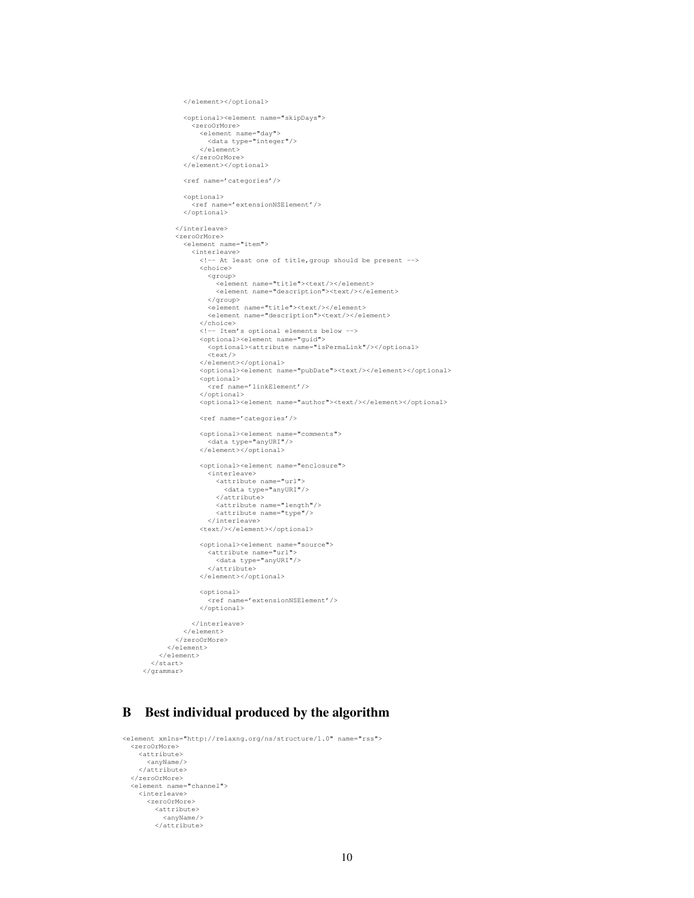```
              </element></optional>

              <optional><element name="skipDays">
                <zeroOrMore>
                  <element name="day">
                    <data type="integer"/>
                  </element>
                </zeroOrMore>
              </element></optional>

              <ref name='categories'/>

              <optional>
                <ref name='extensionNSElement'/>
              </optional>

            </interleave>
            <zeroOrMore>
              <element name="item">
                <interleave>
                  <!-- At least one of title,group should be present -->
                  <choice>
                    <group>
                      <element name="title"><text/></element>
                      <element name="description"><text/></element>
                    </group>
                    <element name="title"><text/></element>
                    <element name="description"><text/></element>
                  </choice>
                  <!-- Item's optional elements below -->
                  <optional><element name="guid">
                    <optional><attribute name="isPermaLink"/></optional>
                    <text/>
                  </element></optional>
                  <optional><element name="pubDate"><text/></element></optional>
                  <optional>
                    <ref name='linkElement'/>
                  </optional>
                  <optional><element name="author"><text/></element></optional>

                  <ref name='categories'/>

                  <optional><element name="comments">
                    <data type="anyURI"/>
                  </element></optional>

                  <optional><element name="enclosure">
                    <interleave>
                      <attribute name="url">
                        <data type="anyURI"/>
                      </attribute>
                      <attribute name="length"/>
                      <attribute name="type"/>
                    </interleave>
                  <text/></element></optional>

                  <optional><element name="source">
                    <attribute name="url">
                      <data type="anyURI"/>
                    </attribute>
                  </element></optional>

                  <optional>
                    <ref name='extensionNSElement'/>
                  </optional>

                </interleave>
              </element>
            </zeroOrMore>
          </element>
        </element>
      </start>
    </grammar>
```

# B Best individual produced by the algorithm

```
<element xmlns="http://relaxng.org/ns/structure/1.0" name="rss">
  <zeroOrMore>
    <attribute>
      <anyName/>
    </attribute>
  </zeroOrMore>
  <element name="channel">
    <interleave>
      <zeroOrMore>
        <attribute>
          <anyName/>
        </attribute>
```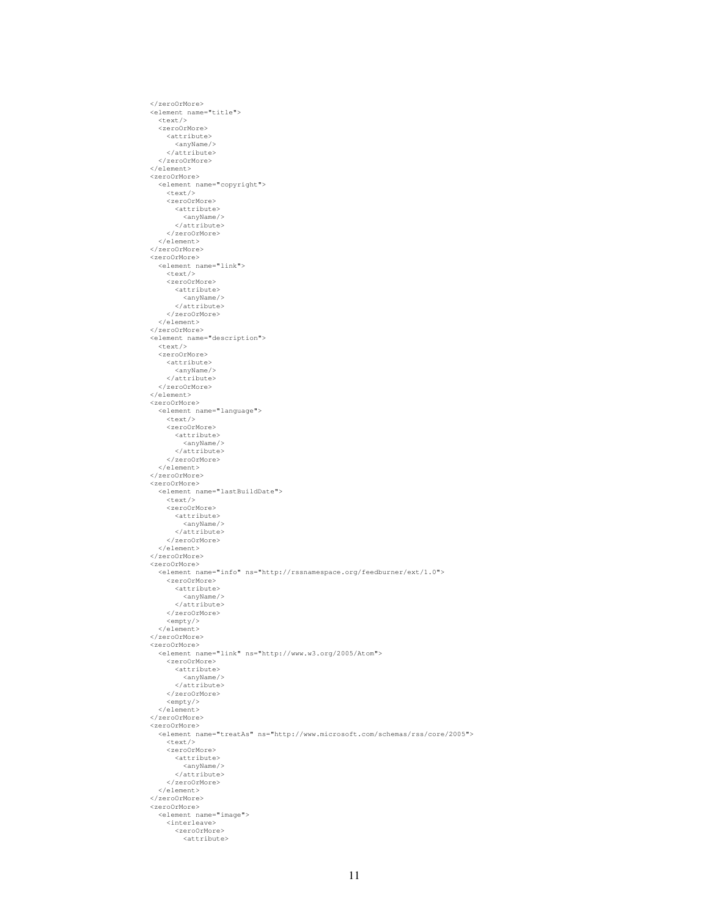```
</zeroOrMore>
<element name="title">
  <text/>
  <zeroOrMore>
    <attribute>
      <anyName/>
    </attribute>
  </zeroOrMore>
</element>
<zeroOrMore>
  <element name="copyright">
    <text/>
    <zeroOrMore>
      <attribute>
        <anyName/>
      </attribute>
    </zeroOrMore>
  </element>
</zeroOrMore>
<zeroOrMore>
  <element name="link">
    <text/>
    <zeroOrMore>
      <attribute>
        <anyName/>
      </attribute>
    </zeroOrMore>
  </element>
</zeroOrMore>
<element name="description">
  <text/>
  <zeroOrMore>
    <attribute>
      <anyName/>
    </attribute>
  </zeroOrMore>
</element>
<zeroOrMore>
  <element name="language">
    <text/>
    <zeroOrMore>
      <attribute>
        <anyName/>
      </attribute>
    </zeroOrMore>
  </element>
</zeroOrMore>
<zeroOrMore>
  <element name="lastBuildDate">
    <text/>
    <zeroOrMore>
      <attribute>
        <anyName/>
      </attribute>
    </zeroOrMore>
  </element>
</zeroOrMore>
<zeroOrMore>
  <element name="info" ns="http://rssnamespace.org/feedburner/ext/1.0">
    <zeroOrMore>
      <attribute>
        <anyName/>
      </attribute>
    </zeroOrMore>
    <empty/>
  </element>
</zeroOrMore>
<zeroOrMore>
  <element name="link" ns="http://www.w3.org/2005/Atom">
    <zeroOrMore>
      <attribute>
        <anyName/>
      </attribute>
    </zeroOrMore>
    <empty/>
  </element>
</zeroOrMore>
<zeroOrMore>
  <element name="treatAs" ns="http://www.microsoft.com/schemas/rss/core/2005">
    <text/>
    <zeroOrMore>
      <attribute>
        <anyName/>
      </attribute>
    </zeroOrMore>
  </element>
</zeroOrMore>
<zeroOrMore>
  <element name="image">
    <interleave>
      <zeroOrMore>
        <attribute>
```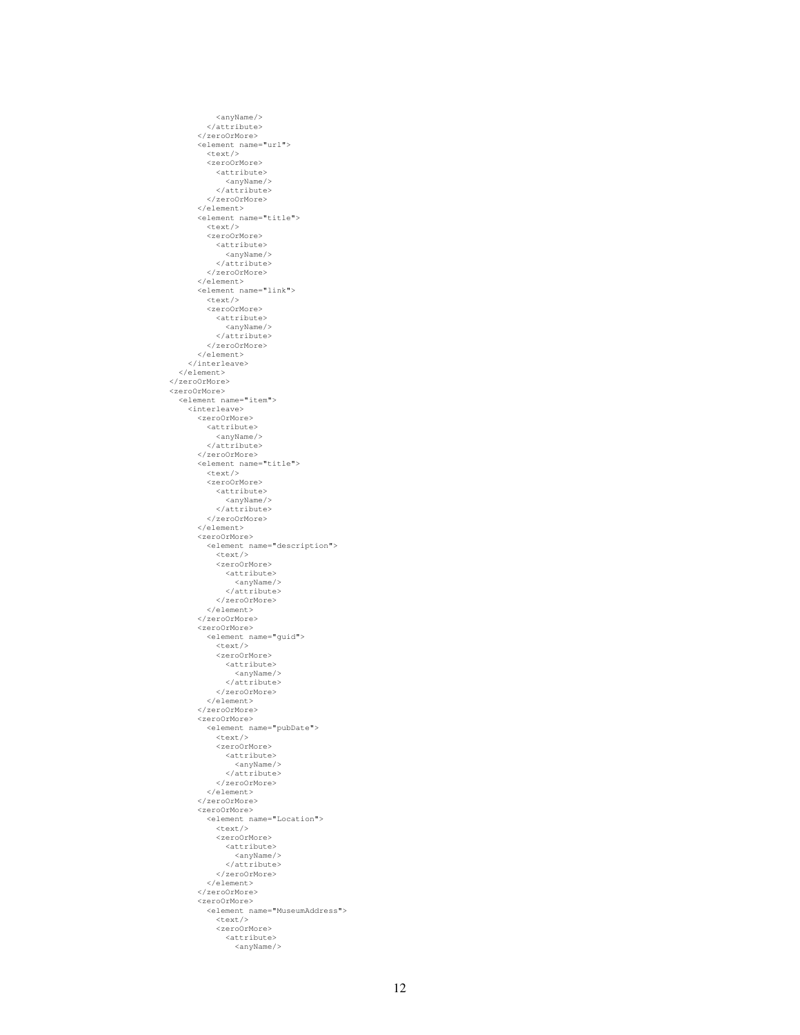```
          <anyName/>
        </attribute>
      </zeroOrMore>
      <element name="url">
        <text/>
        <zeroOrMore>
          <attribute>
            <anyName/>
          </attribute>
        </zeroOrMore>
      </element>
      <element name="title">
        <text/>
        <zeroOrMore>
          <attribute>
            <anyName/>
          </attribute>
        </zeroOrMore>
      </element>
      <element name="link">
        <text/>
        <zeroOrMore>
          <attribute>
            <anyName/>
          </attribute>
        </zeroOrMore>
      </element>
    </interleave>
  </element>
</zeroOrMore>
<zeroOrMore>
  <element name="item">
    <interleave>
      <zeroOrMore>
        <attribute>
          <anyName/>
        </attribute>
      </zeroOrMore>
      <element name="title">
        <text/>
        <zeroOrMore>
          <attribute>
            <anyName/>
          </attribute>
        </zeroOrMore>
      </element>
      <zeroOrMore>
        <element name="description">
          <text/>
          <zeroOrMore>
            <attribute>
              <anyName/>
            </attribute>
          </zeroOrMore>
        </element>
      </zeroOrMore>
      <zeroOrMore>
        <element name="guid">
          <text/>
          <zeroOrMore>
            <attribute>
              <anyName/>
            </attribute>
          </zeroOrMore>
        </element>
      </zeroOrMore>
      <zeroOrMore>
        <element name="pubDate">
          <text/>
          <zeroOrMore>
            <attribute>
              <anyName/>
            </attribute>
          </zeroOrMore>
        </element>
      </zeroOrMore>
      <zeroOrMore>
        <element name="Location">
          <text/>
          <zeroOrMore>
            <attribute>
              <anyName/>
            </attribute>
          </zeroOrMore>
        </element>
      </zeroOrMore>
      <zeroOrMore>
        <element name="MuseumAddress">
          <text/>
          <zeroOrMore>
            <attribute>
              <anyName/>
```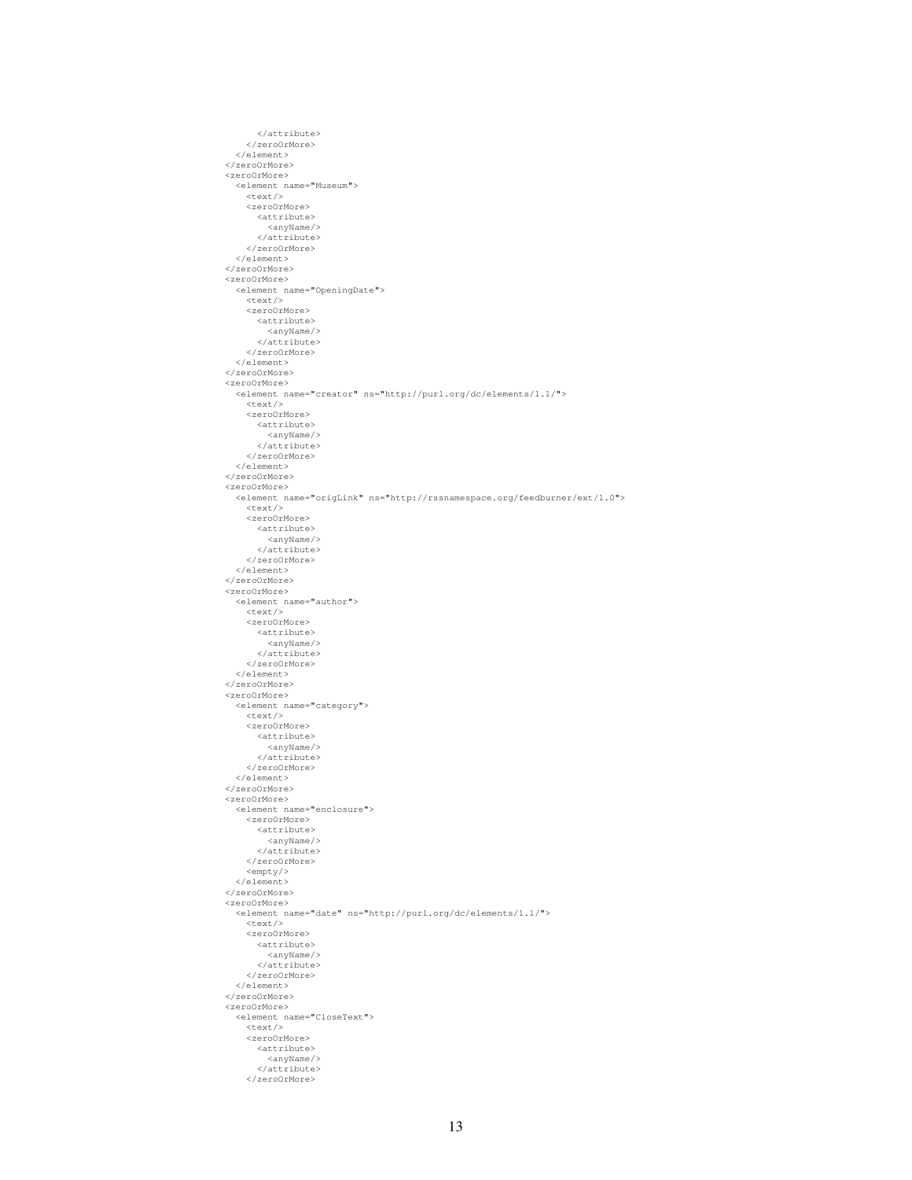```
      </attribute>
    </zeroOrMore>
  </element>
</zeroOrMore>
<zeroOrMore>
  <element name="Museum">
    <text/>
    <zeroOrMore>
      <attribute>
        <anyName/>
      </attribute>
    </zeroOrMore>
  </element>
</zeroOrMore>
<zeroOrMore>
  <element name="OpeningDate">
    <text/>
    <zeroOrMore>
      <attribute>
        <anyName/>
      </attribute>
    </zeroOrMore>
  </element>
</zeroOrMore>
<zeroOrMore>
  <element name="creator" ns="http://purl.org/dc/elements/1.1/">
    <text/>
    <zeroOrMore>
      <attribute>
        <anyName/>
      </attribute>
    </zeroOrMore>
  </element>
</zeroOrMore>
<zeroOrMore>
  <element name="origLink" ns="http://rssnamespace.org/feedburner/ext/1.0">
    <text/>
    <zeroOrMore>
      <attribute>
        <anyName/>
      </attribute>
    </zeroOrMore>
  </element>
</zeroOrMore>
<zeroOrMore>
  <element name="author">
    <text/>
    <zeroOrMore>
      <attribute>
        <anyName/>
      </attribute>
    </zeroOrMore>
  </element>
</zeroOrMore>
<zeroOrMore>
  <element name="category">
    <text/>
    <zeroOrMore>
      <attribute>
        <anyName/>
      </attribute>
    </zeroOrMore>
  </element>
</zeroOrMore>
<zeroOrMore>
  <element name="enclosure">
    <zeroOrMore>
      <attribute>
        <anyName/>
      </attribute>
    </zeroOrMore>
    <empty/>
  </element>
</zeroOrMore>
<zeroOrMore>
  <element name="date" ns="http://purl.org/dc/elements/1.1/">
    <text/>
    <zeroOrMore>
      <attribute>
        <anyName/>
      </attribute>
    </zeroOrMore>
  </element>
</zeroOrMore>
<zeroOrMore>
  <element name="CloseText">
    <text/>
    <zeroOrMore>
      <attribute>
        <anyName/>
      </attribute>
    </zeroOrMore>
```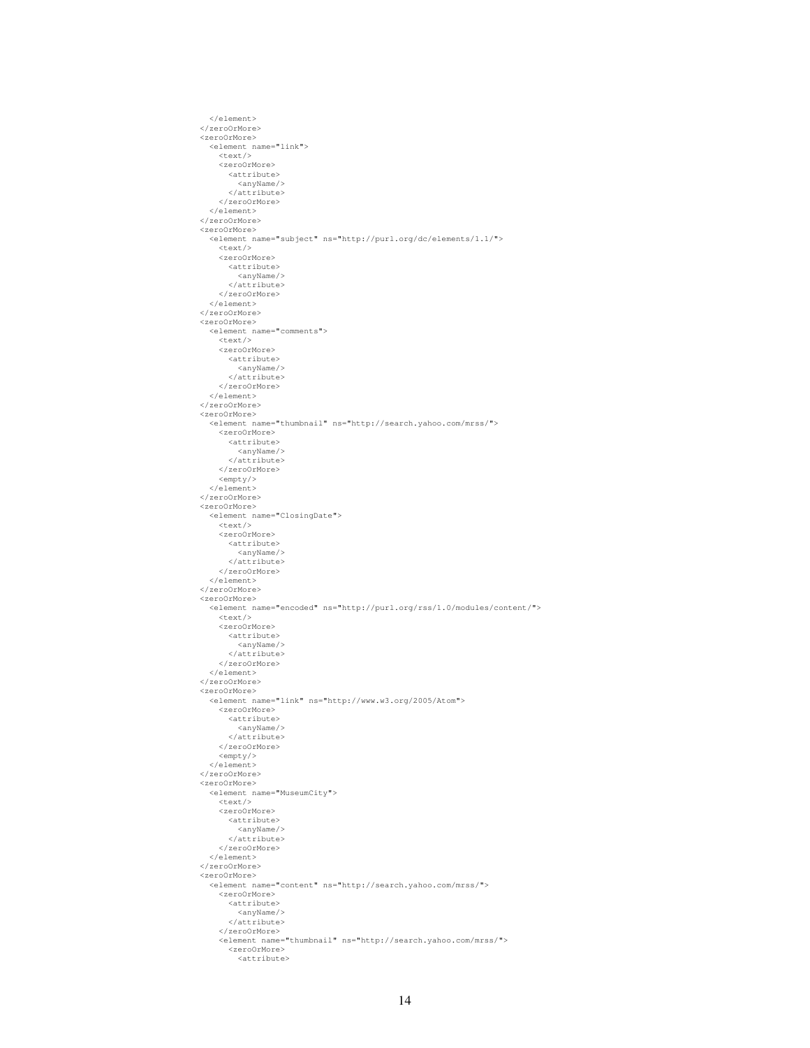```
    </element>
  </zeroOrMore>
  <zeroOrMore>
    <element name="link">
      <text/>
      <zeroOrMore>
        <attribute>
          <anyName/>
        </attribute>
      </zeroOrMore>
    </element>
  </zeroOrMore>
  <zeroOrMore>
    <element name="subject" ns="http://purl.org/dc/elements/1.1/">
      <text/>
      <zeroOrMore>
        <attribute>
          <anyName/>
        </attribute>
      </zeroOrMore>
    </element>
  </zeroOrMore>
  <zeroOrMore>
    <element name="comments">
      <text/>
      <zeroOrMore>
        <attribute>
          <anyName/>
        </attribute>
      </zeroOrMore>
    </element>
  </zeroOrMore>
  <zeroOrMore>
    <element name="thumbnail" ns="http://search.yahoo.com/mrss/">
      <zeroOrMore>
        <attribute>
          <anyName/>
        </attribute>
      </zeroOrMore>
      <empty/>
    </element>
  </zeroOrMore>
  <zeroOrMore>
    <element name="ClosingDate">
      <text/>
      <zeroOrMore>
        <attribute>
          <anyName/>
        </attribute>
      </zeroOrMore>
    </element>
  </zeroOrMore>
  <zeroOrMore>
    <element name="encoded" ns="http://purl.org/rss/1.0/modules/content/">
      <text/>
      <zeroOrMore>
        <attribute>
          <anyName/>
        </attribute>
      </zeroOrMore>
    </element>
  </zeroOrMore>
  <zeroOrMore>
    <element name="link" ns="http://www.w3.org/2005/Atom">
      <zeroOrMore>
        <attribute>
          <anyName/>
        </attribute>
      </zeroOrMore>
      <empty/>
    </element>
  </zeroOrMore>
  <zeroOrMore>
    <element name="MuseumCity">
      <text/>
      <zeroOrMore>
        <attribute>
          <anyName/>
        </attribute>
      </zeroOrMore>
    </element>
  </zeroOrMore>
  <zeroOrMore>
    <element name="content" ns="http://search.yahoo.com/mrss/">
      <zeroOrMore>
        <attribute>
          <anyName/>
        </attribute>
      </zeroOrMore>
      <element name="thumbnail" ns="http://search.yahoo.com/mrss/">
        <zeroOrMore>
          <attribute>
```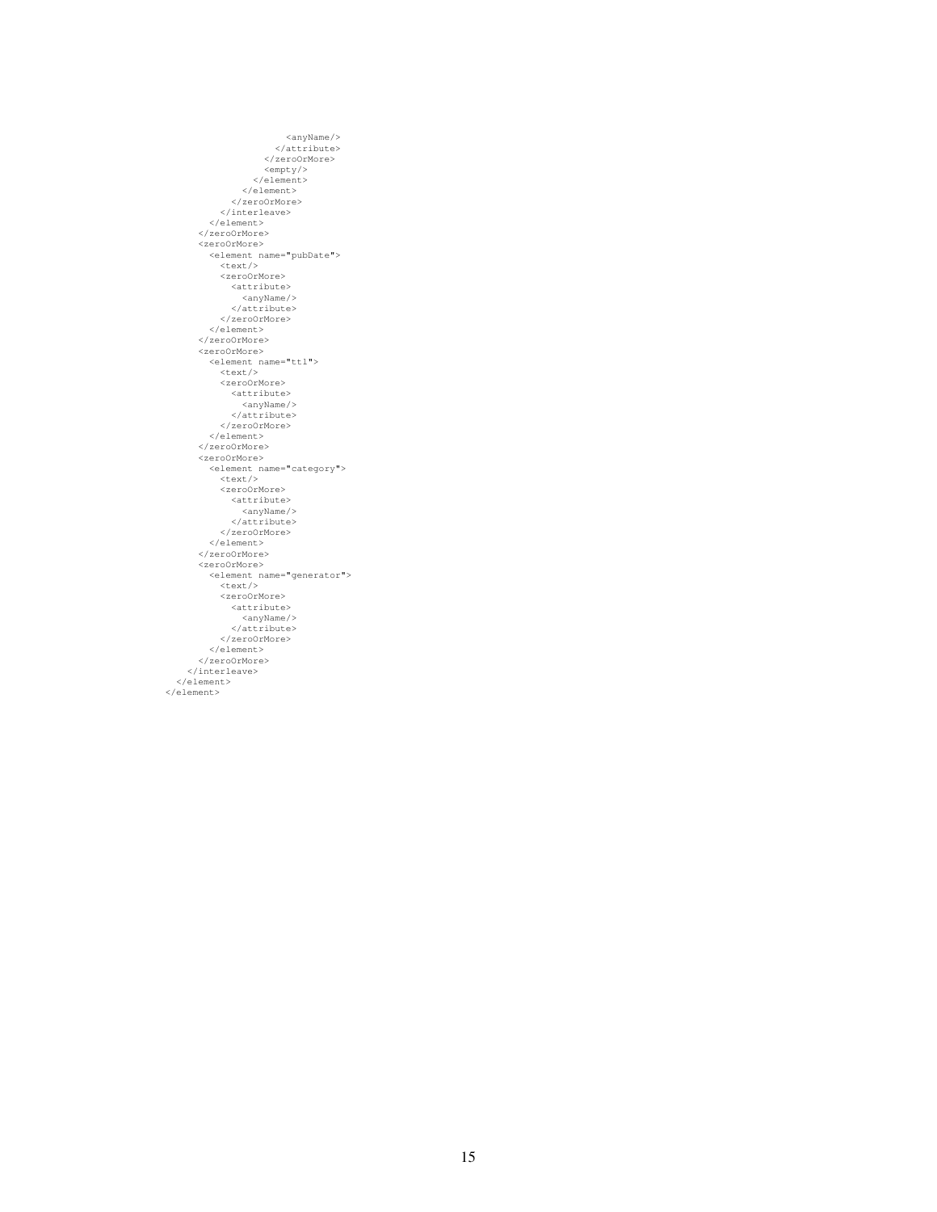```
                    <anyName/>
                  </attribute>
                </zeroOrMore>
                <empty/>
              </element>
            </element>
          </zeroOrMore>
        </interleave>
      </element>
    </zeroOrMore>
    <zeroOrMore>
      <element name="pubDate">
        <text/>
        <zeroOrMore>
          <attribute>
            <anyName/>
          </attribute>
        </zeroOrMore>
      </element>
    </zeroOrMore>
    <zeroOrMore>
      <element name="ttl">
        <text/>
        <zeroOrMore>
          <attribute>
            <anyName/>
          </attribute>
        </zeroOrMore>
      </element>
    </zeroOrMore>
    <zeroOrMore>
      <element name="category">
        <text/>
        <zeroOrMore>
          <attribute>
            <anyName/>
          </attribute>
        </zeroOrMore>
      </element>
    </zeroOrMore>
    <zeroOrMore>
      <element name="generator">
        <text/>
        <zeroOrMore>
          <attribute>
            <anyName/>
          </attribute>
        </zeroOrMore>
      </element>
    </zeroOrMore>
  </interleave>
 </element>
</element>
```